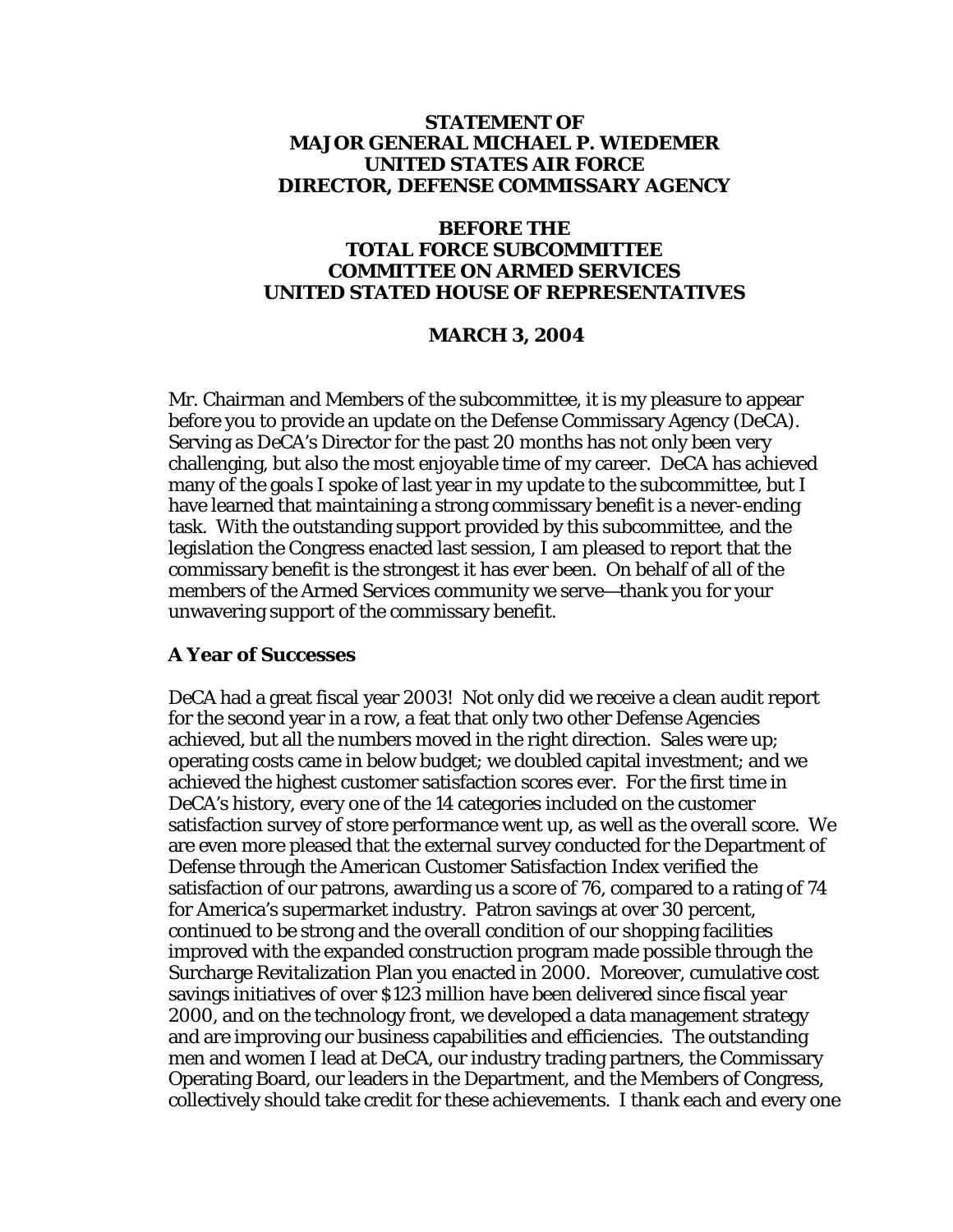**STATEMENT OF**
**MAJOR GENERAL MICHAEL P. WIEDEMER**
**UNITED STATES AIR FORCE**
**DIRECTOR, DEFENSE COMMISSARY AGENCY**

**BEFORE THE**
**TOTAL FORCE SUBCOMMITTEE**
**COMMITTEE ON ARMED SERVICES**
**UNITED STATED HOUSE OF REPRESENTATIVES**

**MARCH 3, 2004**

Mr. Chairman and Members of the subcommittee, it is my pleasure to appear before you to provide an update on the Defense Commissary Agency (DeCA). Serving as DeCA's Director for the past 20 months has not only been very challenging, but also the most enjoyable time of my career. DeCA has achieved many of the goals I spoke of last year in my update to the subcommittee, but I have learned that maintaining a strong commissary benefit is a never-ending task. With the outstanding support provided by this subcommittee, and the legislation the Congress enacted last session, I am pleased to report that the commissary benefit is the strongest it has ever been. On behalf of all of the members of the Armed Services community we serve—thank you for your unwavering support of the commissary benefit.

**A Year of Successes**

DeCA had a great fiscal year 2003! Not only did we receive a clean audit report for the second year in a row, a feat that only two other Defense Agencies achieved, but all the numbers moved in the right direction. Sales were up; operating costs came in below budget; we doubled capital investment; and we achieved the highest customer satisfaction scores ever. For the first time in DeCA's history, every one of the 14 categories included on the customer satisfaction survey of store performance went up, as well as the overall score. We are even more pleased that the external survey conducted for the Department of Defense through the American Customer Satisfaction Index verified the satisfaction of our patrons, awarding us a score of 76, compared to a rating of 74 for America's supermarket industry. Patron savings at over 30 percent, continued to be strong and the overall condition of our shopping facilities improved with the expanded construction program made possible through the Surcharge Revitalization Plan you enacted in 2000. Moreover, cumulative cost savings initiatives of over $123 million have been delivered since fiscal year 2000, and on the technology front, we developed a data management strategy and are improving our business capabilities and efficiencies. The outstanding men and women I lead at DeCA, our industry trading partners, the Commissary Operating Board, our leaders in the Department, and the Members of Congress, collectively should take credit for these achievements. I thank each and every one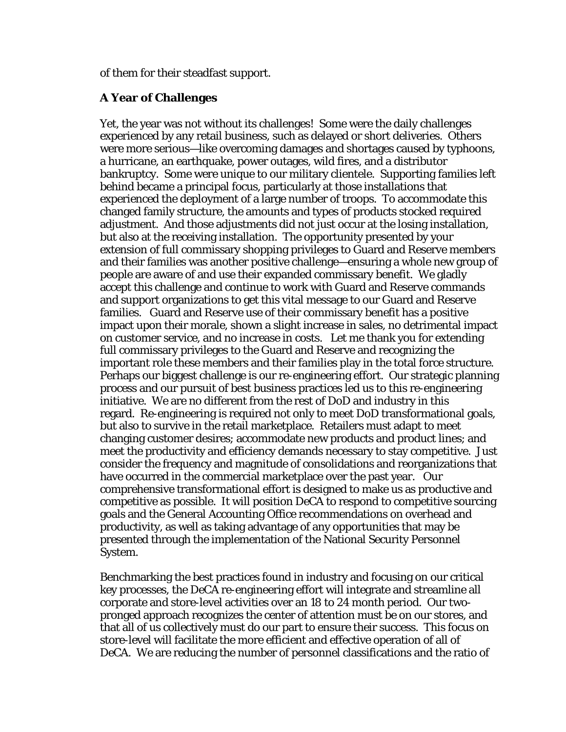of them for their steadfast support.

**A Year of Challenges**

Yet, the year was not without its challenges! Some were the daily challenges experienced by any retail business, such as delayed or short deliveries. Others were more serious—like overcoming damages and shortages caused by typhoons, a hurricane, an earthquake, power outages, wild fires, and a distributor bankruptcy. Some were unique to our military clientele. Supporting families left behind became a principal focus, particularly at those installations that experienced the deployment of a large number of troops. To accommodate this changed family structure, the amounts and types of products stocked required adjustment. And those adjustments did not just occur at the losing installation, but also at the receiving installation. The opportunity presented by your extension of full commissary shopping privileges to Guard and Reserve members and their families was another positive challenge—ensuring a whole new group of people are aware of and use their expanded commissary benefit. We gladly accept this challenge and continue to work with Guard and Reserve commands and support organizations to get this vital message to our Guard and Reserve families. Guard and Reserve use of their commissary benefit has a positive impact upon their morale, shown a slight increase in sales, no detrimental impact on customer service, and no increase in costs. Let me thank you for extending full commissary privileges to the Guard and Reserve and recognizing the important role these members and their families play in the total force structure. Perhaps our biggest challenge is our re-engineering effort. Our strategic planning process and our pursuit of best business practices led us to this re-engineering initiative. We are no different from the rest of DoD and industry in this regard. Re-engineering is required not only to meet DoD transformational goals, but also to survive in the retail marketplace. Retailers must adapt to meet changing customer desires; accommodate new products and product lines; and meet the productivity and efficiency demands necessary to stay competitive. Just consider the frequency and magnitude of consolidations and reorganizations that have occurred in the commercial marketplace over the past year. Our comprehensive transformational effort is designed to make us as productive and competitive as possible. It will position DeCA to respond to competitive sourcing goals and the General Accounting Office recommendations on overhead and productivity, as well as taking advantage of any opportunities that may be presented through the implementation of the National Security Personnel System.

Benchmarking the best practices found in industry and focusing on our critical key processes, the DeCA re-engineering effort will integrate and streamline all corporate and store-level activities over an 18 to 24 month period. Our two-pronged approach recognizes the center of attention must be on our stores, and that all of us collectively must do our part to ensure their success. This focus on store-level will facilitate the more efficient and effective operation of all of DeCA. We are reducing the number of personnel classifications and the ratio of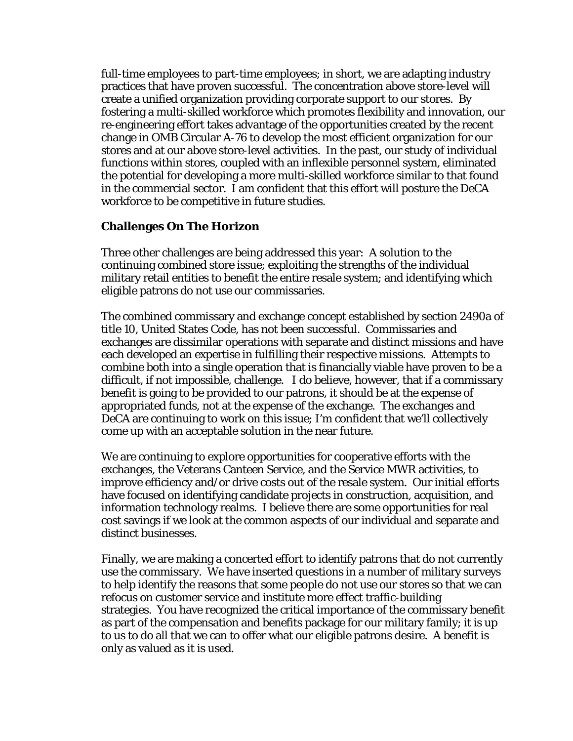full-time employees to part-time employees; in short, we are adapting industry practices that have proven successful. The concentration above store-level will create a unified organization providing corporate support to our stores. By fostering a multi-skilled workforce which promotes flexibility and innovation, our re-engineering effort takes advantage of the opportunities created by the recent change in OMB Circular A-76 to develop the most efficient organization for our stores and at our above store-level activities. In the past, our study of individual functions within stores, coupled with an inflexible personnel system, eliminated the potential for developing a more multi-skilled workforce similar to that found in the commercial sector. I am confident that this effort will posture the DeCA workforce to be competitive in future studies.

**Challenges On The Horizon**

Three other challenges are being addressed this year: A solution to the continuing combined store issue; exploiting the strengths of the individual military retail entities to benefit the entire resale system; and identifying which eligible patrons do not use our commissaries.

The combined commissary and exchange concept established by section 2490a of title 10, United States Code, has not been successful. Commissaries and exchanges are dissimilar operations with separate and distinct missions and have each developed an expertise in fulfilling their respective missions. Attempts to combine both into a single operation that is financially viable have proven to be a difficult, if not impossible, challenge. I do believe, however, that if a commissary benefit is going to be provided to our patrons, it should be at the expense of appropriated funds, not at the expense of the exchange. The exchanges and DeCA are continuing to work on this issue; I'm confident that we'll collectively come up with an acceptable solution in the near future.

We are continuing to explore opportunities for cooperative efforts with the exchanges, the Veterans Canteen Service, and the Service MWR activities, to improve efficiency and/or drive costs out of the resale system. Our initial efforts have focused on identifying candidate projects in construction, acquisition, and information technology realms. I believe there are some opportunities for real cost savings if we look at the common aspects of our individual and separate and distinct businesses.

Finally, we are making a concerted effort to identify patrons that do not currently use the commissary. We have inserted questions in a number of military surveys to help identify the reasons that some people do not use our stores so that we can refocus on customer service and institute more effect traffic-building strategies. You have recognized the critical importance of the commissary benefit as part of the compensation and benefits package for our military family; it is up to us to do all that we can to offer what our eligible patrons desire. A benefit is only as valued as it is used.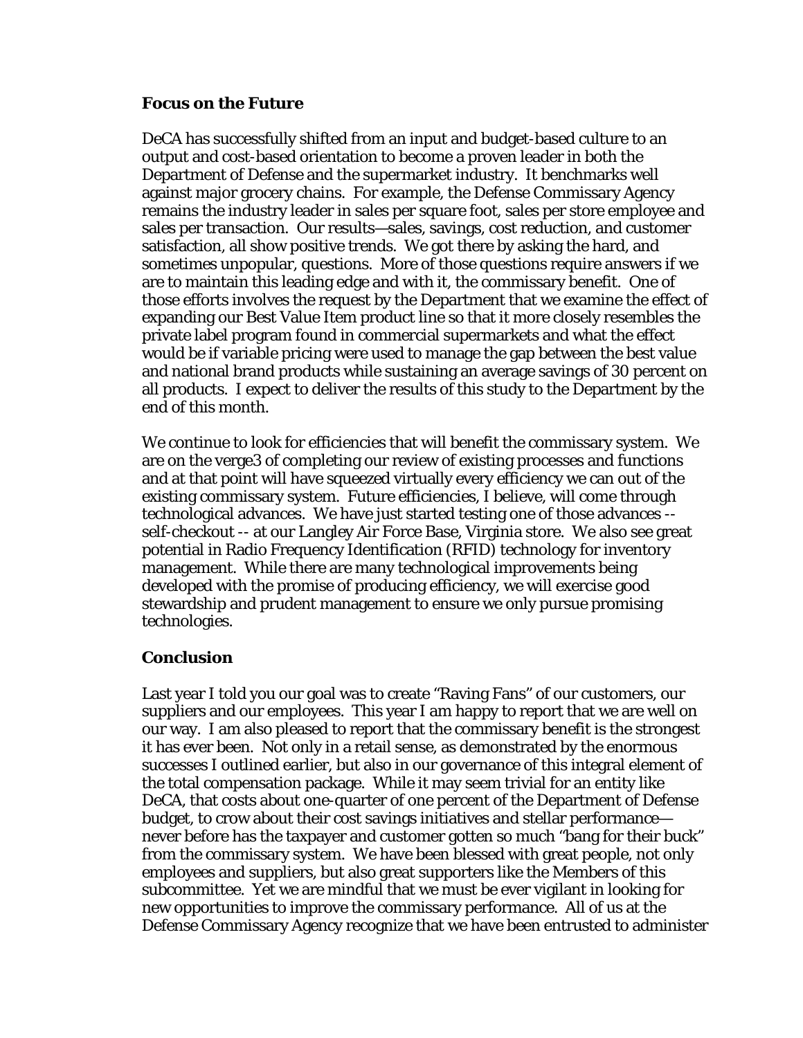**Focus on the Future**

DeCA has successfully shifted from an input and budget-based culture to an output and cost-based orientation to become a proven leader in both the Department of Defense and the supermarket industry. It benchmarks well against major grocery chains. For example, the Defense Commissary Agency remains the industry leader in sales per square foot, sales per store employee and sales per transaction. Our results—sales, savings, cost reduction, and customer satisfaction, all show positive trends. We got there by asking the hard, and sometimes unpopular, questions. More of those questions require answers if we are to maintain this leading edge and with it, the commissary benefit. One of those efforts involves the request by the Department that we examine the effect of expanding our Best Value Item product line so that it more closely resembles the private label program found in commercial supermarkets and what the effect would be if variable pricing were used to manage the gap between the best value and national brand products while sustaining an average savings of 30 percent on all products. I expect to deliver the results of this study to the Department by the end of this month.

We continue to look for efficiencies that will benefit the commissary system. We are on the verge3 of completing our review of existing processes and functions and at that point will have squeezed virtually every efficiency we can out of the existing commissary system. Future efficiencies, I believe, will come through technological advances. We have just started testing one of those advances -- self-checkout -- at our Langley Air Force Base, Virginia store. We also see great potential in Radio Frequency Identification (RFID) technology for inventory management. While there are many technological improvements being developed with the promise of producing efficiency, we will exercise good stewardship and prudent management to ensure we only pursue promising technologies.

**Conclusion**

Last year I told you our goal was to create "Raving Fans" of our customers, our suppliers and our employees. This year I am happy to report that we are well on our way. I am also pleased to report that the commissary benefit is the strongest it has ever been. Not only in a retail sense, as demonstrated by the enormous successes I outlined earlier, but also in our governance of this integral element of the total compensation package. While it may seem trivial for an entity like DeCA, that costs about one-quarter of one percent of the Department of Defense budget, to crow about their cost savings initiatives and stellar performance—never before has the taxpayer and customer gotten so much "bang for their buck" from the commissary system. We have been blessed with great people, not only employees and suppliers, but also great supporters like the Members of this subcommittee. Yet we are mindful that we must be ever vigilant in looking for new opportunities to improve the commissary performance. All of us at the Defense Commissary Agency recognize that we have been entrusted to administer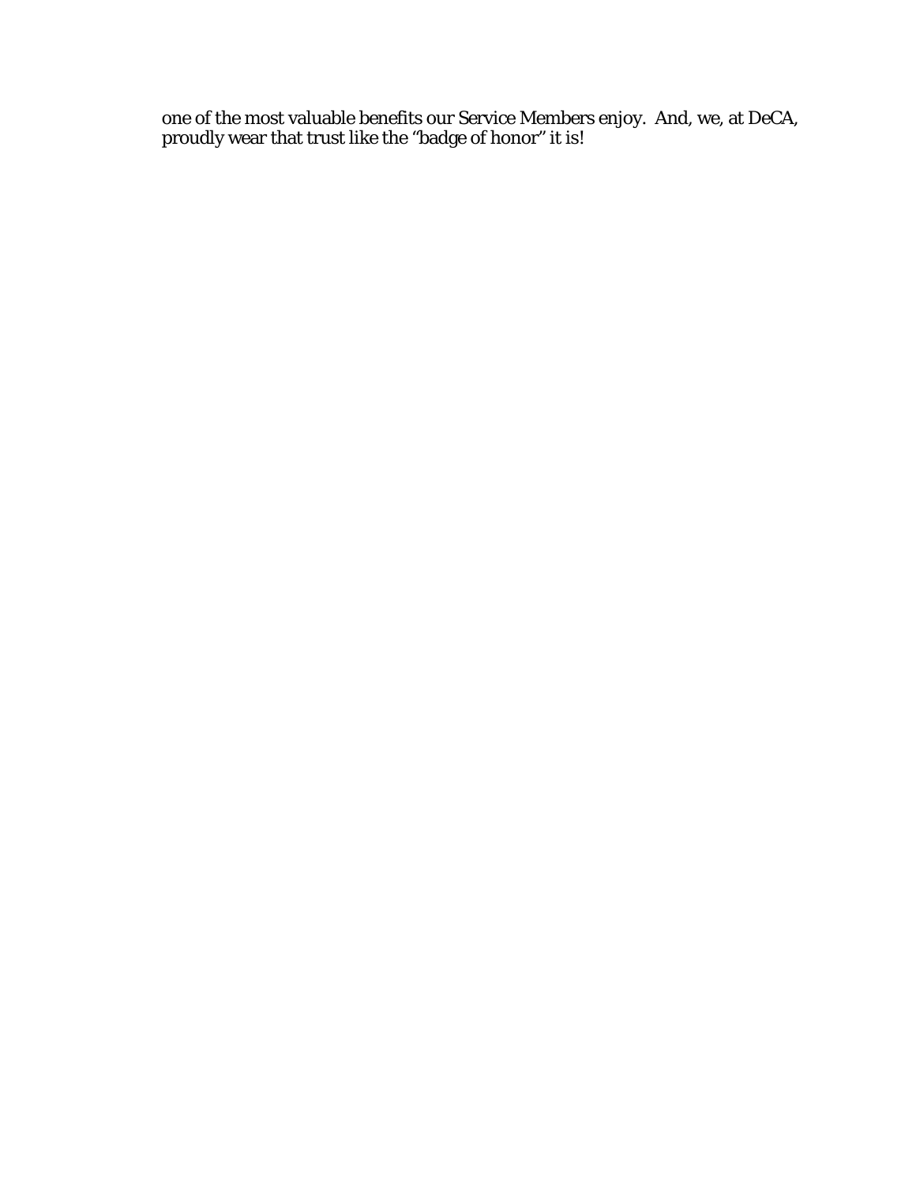one of the most valuable benefits our Service Members enjoy.  And, we, at DeCA, proudly wear that trust like the "badge of honor" it is!